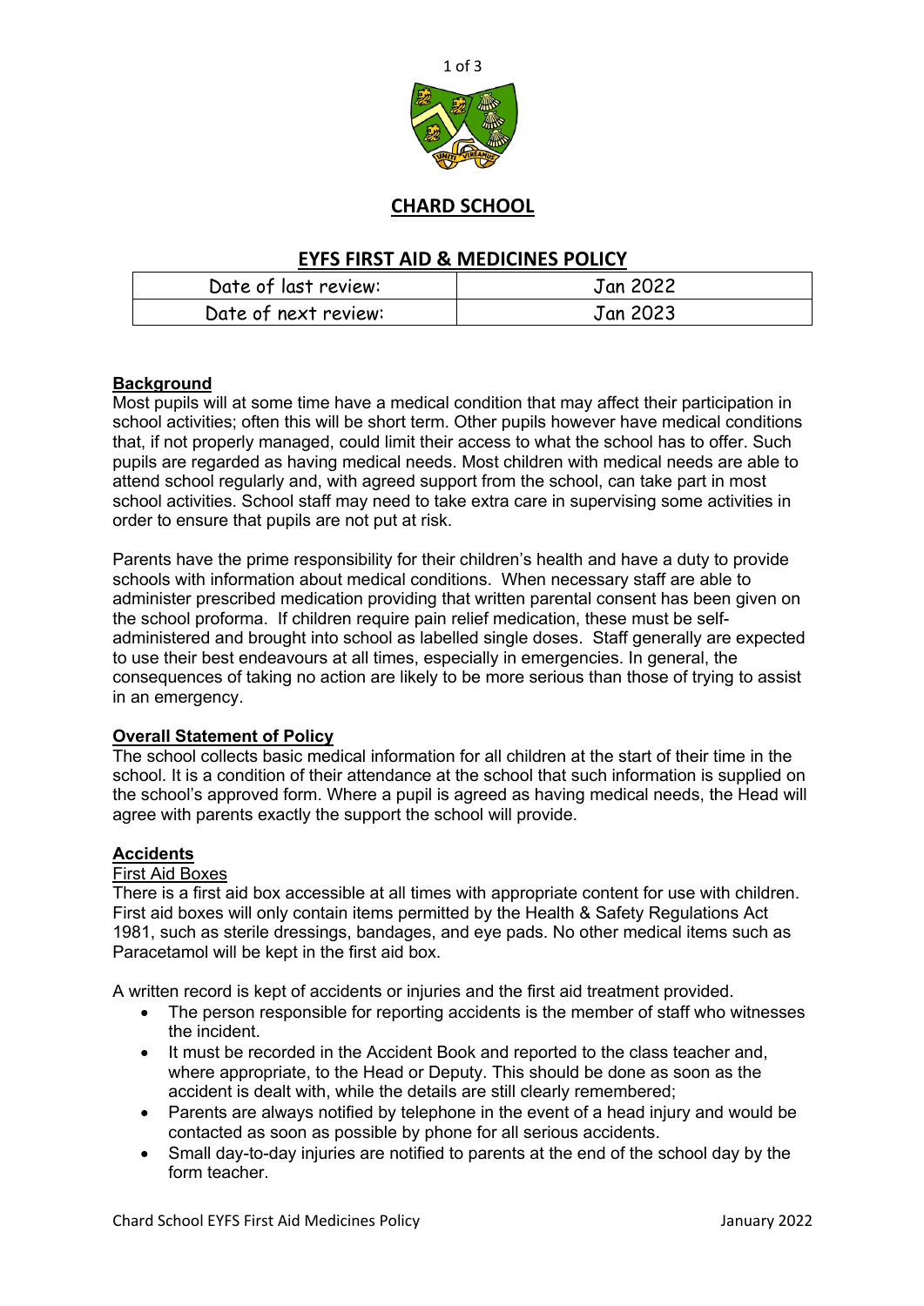# CHARD SCHOOL

## EYFS FIRST AID & MEDICINES POLICY

| Date of last review: | Jan 2022 |
| --- | --- |
| Date of next review: | Jan 2023 |

**Background**

Most pupils will at some time have a medical condition that may affect their participation in school activities; often this will be short term. Other pupils however have medical conditions that, if not properly managed, could limit their access to what the school has to offer. Such pupils are regarded as having medical needs. Most children with medical needs are able to attend school regularly and, with agreed support from the school, can take part in most school activities. School staff may need to take extra care in supervising some activities in order to ensure that pupils are not put at risk.

Parents have the prime responsibility for their children's health and have a duty to provide schools with information about medical conditions. When necessary staff are able to administer prescribed medication providing that written parental consent has been given on the school proforma. If children require pain relief medication, these must be self-administered and brought into school as labelled single doses. Staff generally are expected to use their best endeavours at all times, especially in emergencies. In general, the consequences of taking no action are likely to be more serious than those of trying to assist in an emergency.

**Overall Statement of Policy**

The school collects basic medical information for all children at the start of their time in the school. It is a condition of their attendance at the school that such information is supplied on the school's approved form. Where a pupil is agreed as having medical needs, the Head will agree with parents exactly the support the school will provide.

**Accidents**

First Aid Boxes

There is a first aid box accessible at all times with appropriate content for use with children. First aid boxes will only contain items permitted by the Health & Safety Regulations Act 1981, such as sterile dressings, bandages, and eye pads. No other medical items such as Paracetamol will be kept in the first aid box.

A written record is kept of accidents or injuries and the first aid treatment provided.

- The person responsible for reporting accidents is the member of staff who witnesses the incident.
- It must be recorded in the Accident Book and reported to the class teacher and, where appropriate, to the Head or Deputy. This should be done as soon as the accident is dealt with, while the details are still clearly remembered;
- Parents are always notified by telephone in the event of a head injury and would be contacted as soon as possible by phone for all serious accidents.
- Small day-to-day injuries are notified to parents at the end of the school day by the form teacher.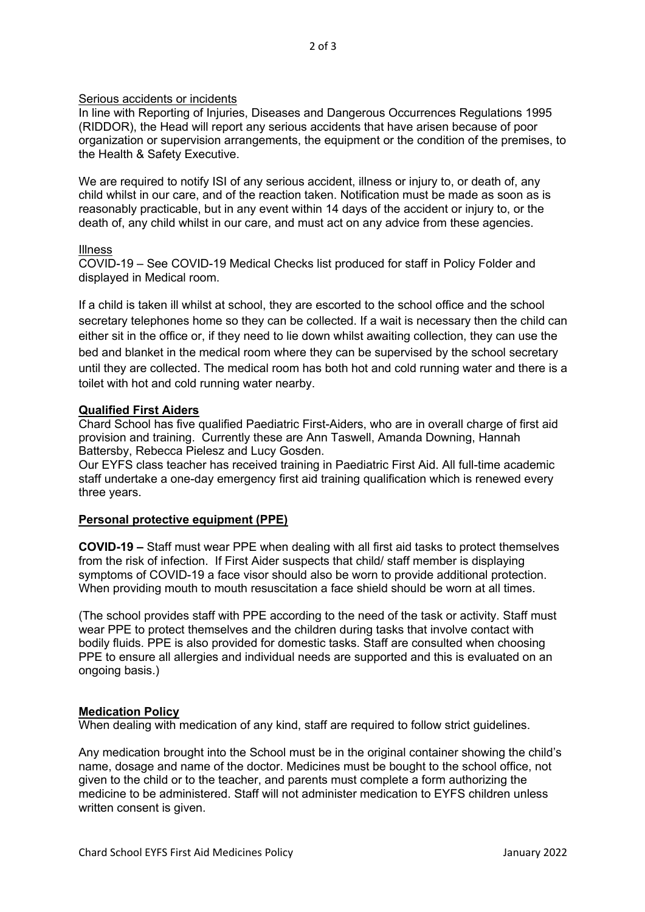Serious accidents or incidents

In line with Reporting of Injuries, Diseases and Dangerous Occurrences Regulations 1995 (RIDDOR), the Head will report any serious accidents that have arisen because of poor organization or supervision arrangements, the equipment or the condition of the premises, to the Health & Safety Executive.

We are required to notify ISI of any serious accident, illness or injury to, or death of, any child whilst in our care, and of the reaction taken. Notification must be made as soon as is reasonably practicable, but in any event within 14 days of the accident or injury to, or the death of, any child whilst in our care, and must act on any advice from these agencies.

Illness

COVID-19 – See COVID-19 Medical Checks list produced for staff in Policy Folder and displayed in Medical room.

If a child is taken ill whilst at school, they are escorted to the school office and the school secretary telephones home so they can be collected. If a wait is necessary then the child can either sit in the office or, if they need to lie down whilst awaiting collection, they can use the bed and blanket in the medical room where they can be supervised by the school secretary until they are collected. The medical room has both hot and cold running water and there is a toilet with hot and cold running water nearby.

**Qualified First Aiders**

Chard School has five qualified Paediatric First-Aiders, who are in overall charge of first aid provision and training. Currently these are Ann Taswell, Amanda Downing, Hannah Battersby, Rebecca Pielesz and Lucy Gosden.

Our EYFS class teacher has received training in Paediatric First Aid. All full-time academic staff undertake a one-day emergency first aid training qualification which is renewed every three years.

**Personal protective equipment (PPE)**

**COVID-19 –** Staff must wear PPE when dealing with all first aid tasks to protect themselves from the risk of infection. If First Aider suspects that child/ staff member is displaying symptoms of COVID-19 a face visor should also be worn to provide additional protection. When providing mouth to mouth resuscitation a face shield should be worn at all times.

(The school provides staff with PPE according to the need of the task or activity. Staff must wear PPE to protect themselves and the children during tasks that involve contact with bodily fluids. PPE is also provided for domestic tasks. Staff are consulted when choosing PPE to ensure all allergies and individual needs are supported and this is evaluated on an ongoing basis.)

**Medication Policy**

When dealing with medication of any kind, staff are required to follow strict guidelines.

Any medication brought into the School must be in the original container showing the child's name, dosage and name of the doctor. Medicines must be bought to the school office, not given to the child or to the teacher, and parents must complete a form authorizing the medicine to be administered. Staff will not administer medication to EYFS children unless written consent is given.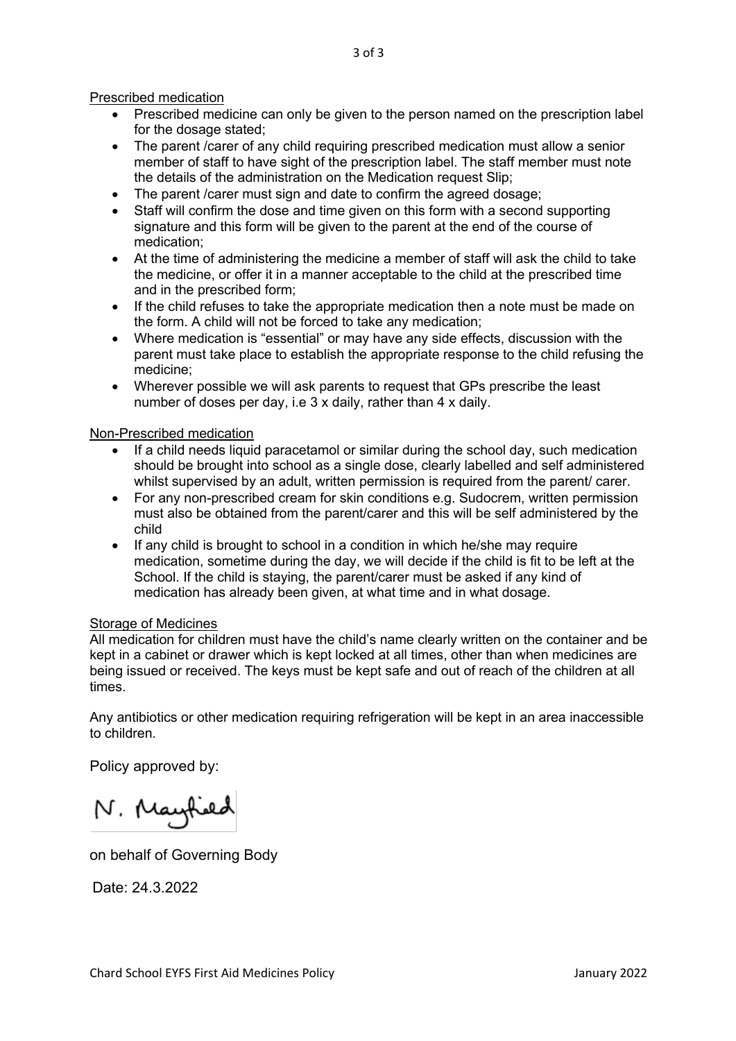Prescribed medication

- Prescribed medicine can only be given to the person named on the prescription label for the dosage stated;
- The parent /carer of any child requiring prescribed medication must allow a senior member of staff to have sight of the prescription label. The staff member must note the details of the administration on the Medication request Slip;
- The parent /carer must sign and date to confirm the agreed dosage;
- Staff will confirm the dose and time given on this form with a second supporting signature and this form will be given to the parent at the end of the course of medication;
- At the time of administering the medicine a member of staff will ask the child to take the medicine, or offer it in a manner acceptable to the child at the prescribed time and in the prescribed form;
- If the child refuses to take the appropriate medication then a note must be made on the form. A child will not be forced to take any medication;
- Where medication is "essential" or may have any side effects, discussion with the parent must take place to establish the appropriate response to the child refusing the medicine;
- Wherever possible we will ask parents to request that GPs prescribe the least number of doses per day, i.e 3 x daily, rather than 4 x daily.

Non-Prescribed medication

- If a child needs liquid paracetamol or similar during the school day, such medication should be brought into school as a single dose, clearly labelled and self administered whilst supervised by an adult, written permission is required from the parent/ carer.
- For any non-prescribed cream for skin conditions e.g. Sudocrem, written permission must also be obtained from the parent/carer and this will be self administered by the child
- If any child is brought to school in a condition in which he/she may require medication, sometime during the day, we will decide if the child is fit to be left at the School. If the child is staying, the parent/carer must be asked if any kind of medication has already been given, at what time and in what dosage.

Storage of Medicines

All medication for children must have the child's name clearly written on the container and be kept in a cabinet or drawer which is kept locked at all times, other than when medicines are being issued or received. The keys must be kept safe and out of reach of the children at all times.

Any antibiotics or other medication requiring refrigeration will be kept in an area inaccessible to children.

Policy approved by:

N. Mayfield

on behalf of Governing Body

Date: 24.3.2022